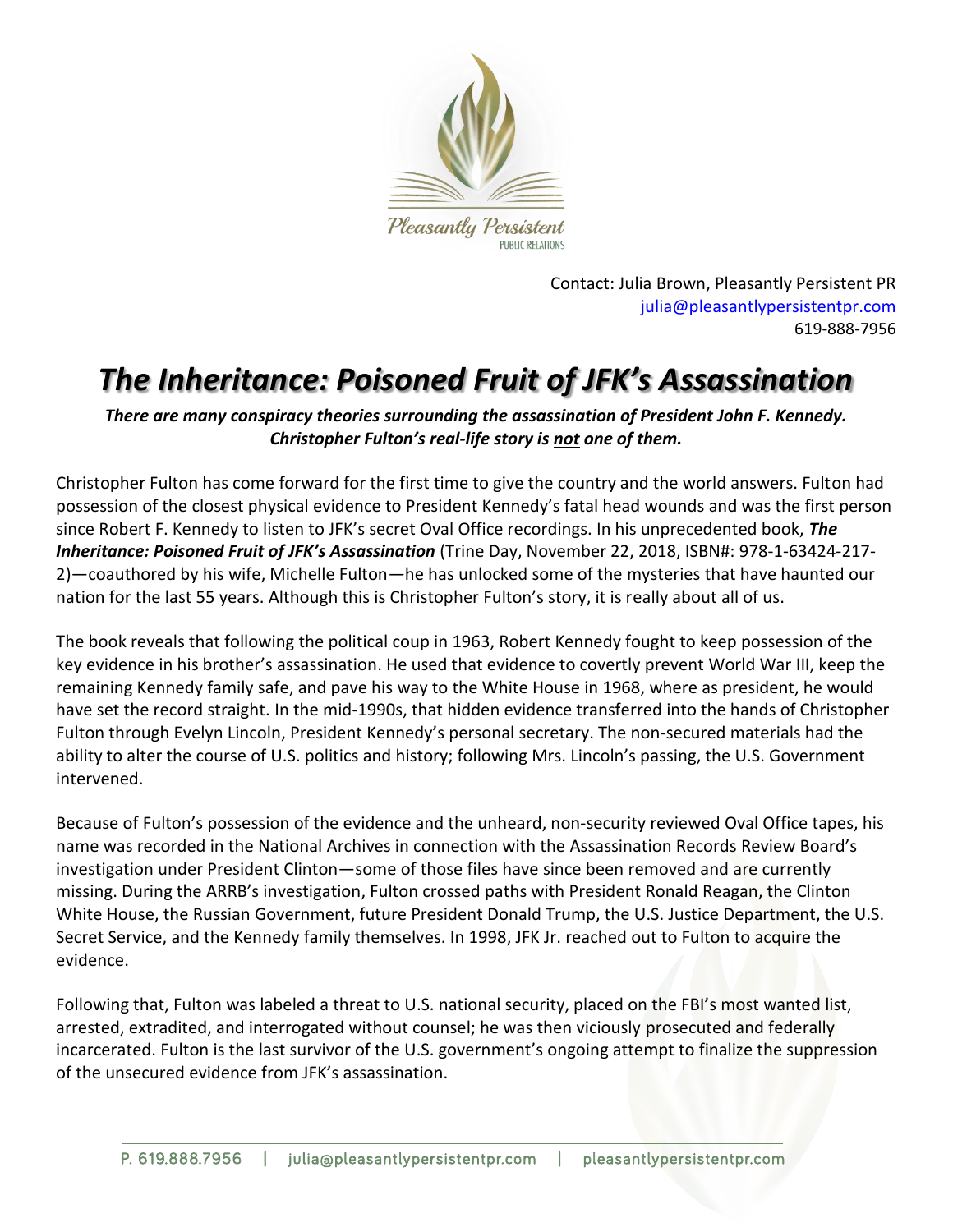Pleasantly Persistent
PUBLIC RELATIONS

Contact: Julia Brown, Pleasantly Persistent PR
julia@pleasantlypersistentpr.com
619-888-7956

# *The Inheritance: Poisoned Fruit of JFK's Assassination*

***There are many conspiracy theories surrounding the assassination of President John F. Kennedy. Christopher Fulton's real-life story is not one of them.***

Christopher Fulton has come forward for the first time to give the country and the world answers. Fulton had possession of the closest physical evidence to President Kennedy's fatal head wounds and was the first person since Robert F. Kennedy to listen to JFK's secret Oval Office recordings. In his unprecedented book, ***The Inheritance: Poisoned Fruit of JFK's Assassination*** (Trine Day, November 22, 2018, ISBN#: 978-1-63424-217-2)—coauthored by his wife, Michelle Fulton—he has unlocked some of the mysteries that have haunted our nation for the last 55 years. Although this is Christopher Fulton's story, it is really about all of us.

The book reveals that following the political coup in 1963, Robert Kennedy fought to keep possession of the key evidence in his brother's assassination. He used that evidence to covertly prevent World War III, keep the remaining Kennedy family safe, and pave his way to the White House in 1968, where as president, he would have set the record straight. In the mid-1990s, that hidden evidence transferred into the hands of Christopher Fulton through Evelyn Lincoln, President Kennedy's personal secretary. The non-secured materials had the ability to alter the course of U.S. politics and history; following Mrs. Lincoln's passing, the U.S. Government intervened.

Because of Fulton's possession of the evidence and the unheard, non-security reviewed Oval Office tapes, his name was recorded in the National Archives in connection with the Assassination Records Review Board's investigation under President Clinton—some of those files have since been removed and are currently missing. During the ARRB's investigation, Fulton crossed paths with President Ronald Reagan, the Clinton White House, the Russian Government, future President Donald Trump, the U.S. Justice Department, the U.S. Secret Service, and the Kennedy family themselves. In 1998, JFK Jr. reached out to Fulton to acquire the evidence.

Following that, Fulton was labeled a threat to U.S. national security, placed on the FBI's most wanted list, arrested, extradited, and interrogated without counsel; he was then viciously prosecuted and federally incarcerated. Fulton is the last survivor of the U.S. government's ongoing attempt to finalize the suppression of the unsecured evidence from JFK's assassination.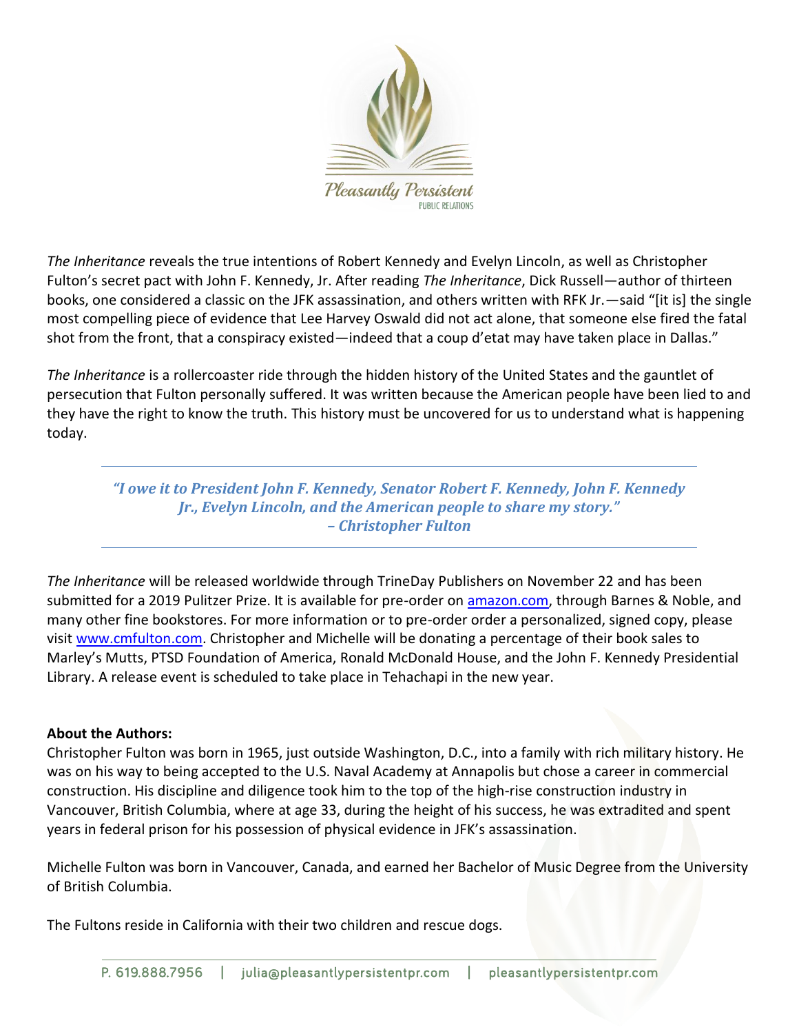*The Inheritance* reveals the true intentions of Robert Kennedy and Evelyn Lincoln, as well as Christopher Fulton's secret pact with John F. Kennedy, Jr. After reading *The Inheritance*, Dick Russell—author of thirteen books, one considered a classic on the JFK assassination, and others written with RFK Jr.—said "[it is] the single most compelling piece of evidence that Lee Harvey Oswald did not act alone, that someone else fired the fatal shot from the front, that a conspiracy existed—indeed that a coup d'etat may have taken place in Dallas."

*The Inheritance* is a rollercoaster ride through the hidden history of the United States and the gauntlet of persecution that Fulton personally suffered. It was written because the American people have been lied to and they have the right to know the truth. This history must be uncovered for us to understand what is happening today.

---

> ***"I owe it to President John F. Kennedy, Senator Robert F. Kennedy, John F. Kennedy Jr., Evelyn Lincoln, and the American people to share my story."***
> ***– Christopher Fulton***

---

*The Inheritance* will be released worldwide through TrineDay Publishers on November 22 and has been submitted for a 2019 Pulitzer Prize. It is available for pre-order on amazon.com, through Barnes & Noble, and many other fine bookstores. For more information or to pre-order order a personalized, signed copy, please visit www.cmfulton.com. Christopher and Michelle will be donating a percentage of their book sales to Marley's Mutts, PTSD Foundation of America, Ronald McDonald House, and the John F. Kennedy Presidential Library. A release event is scheduled to take place in Tehachapi in the new year.

**About the Authors:**
Christopher Fulton was born in 1965, just outside Washington, D.C., into a family with rich military history. He was on his way to being accepted to the U.S. Naval Academy at Annapolis but chose a career in commercial construction. His discipline and diligence took him to the top of the high-rise construction industry in Vancouver, British Columbia, where at age 33, during the height of his success, he was extradited and spent years in federal prison for his possession of physical evidence in JFK's assassination.

Michelle Fulton was born in Vancouver, Canada, and earned her Bachelor of Music Degree from the University of British Columbia.

The Fultons reside in California with their two children and rescue dogs.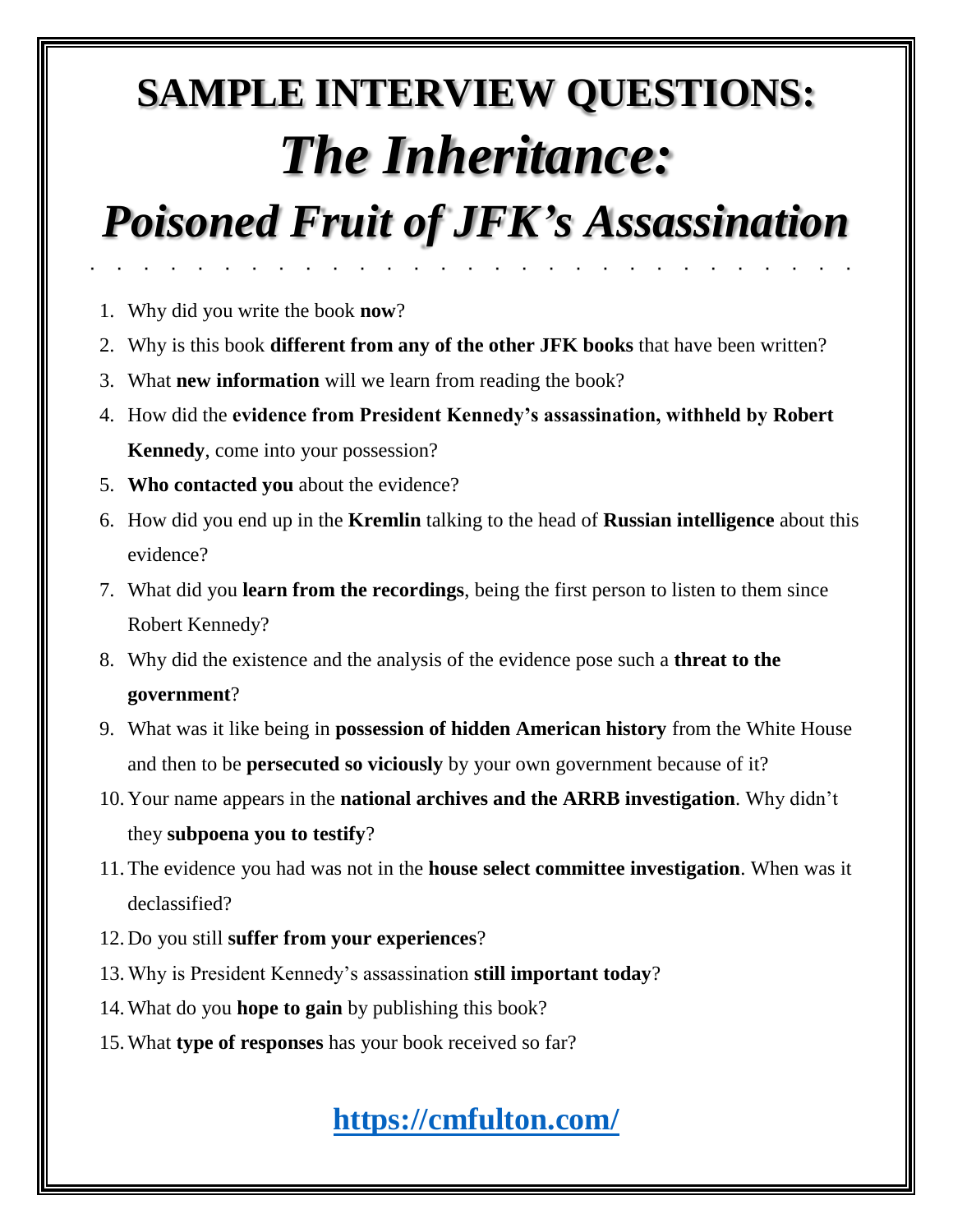# SAMPLE INTERVIEW QUESTIONS:

# *The Inheritance:*

## *Poisoned Fruit of JFK's Assassination*

1. Why did you write the book **now**?
2. Why is this book **different from any of the other JFK books** that have been written?
3. What **new information** will we learn from reading the book?
4. How did the **evidence from President Kennedy's assassination, withheld by Robert Kennedy**, come into your possession?
5. **Who contacted you** about the evidence?
6. How did you end up in the **Kremlin** talking to the head of **Russian intelligence** about this evidence?
7. What did you **learn from the recordings**, being the first person to listen to them since Robert Kennedy?
8. Why did the existence and the analysis of the evidence pose such a **threat to the government**?
9. What was it like being in **possession of hidden American history** from the White House and then to be **persecuted so viciously** by your own government because of it?
10. Your name appears in the **national archives and the ARRB investigation**. Why didn't they **subpoena you to testify**?
11. The evidence you had was not in the **house select committee investigation**. When was it declassified?
12. Do you still **suffer from your experiences**?
13. Why is President Kennedy's assassination **still important today**?
14. What do you **hope to gain** by publishing this book?
15. What **type of responses** has your book received so far?

**https://cmfulton.com/**